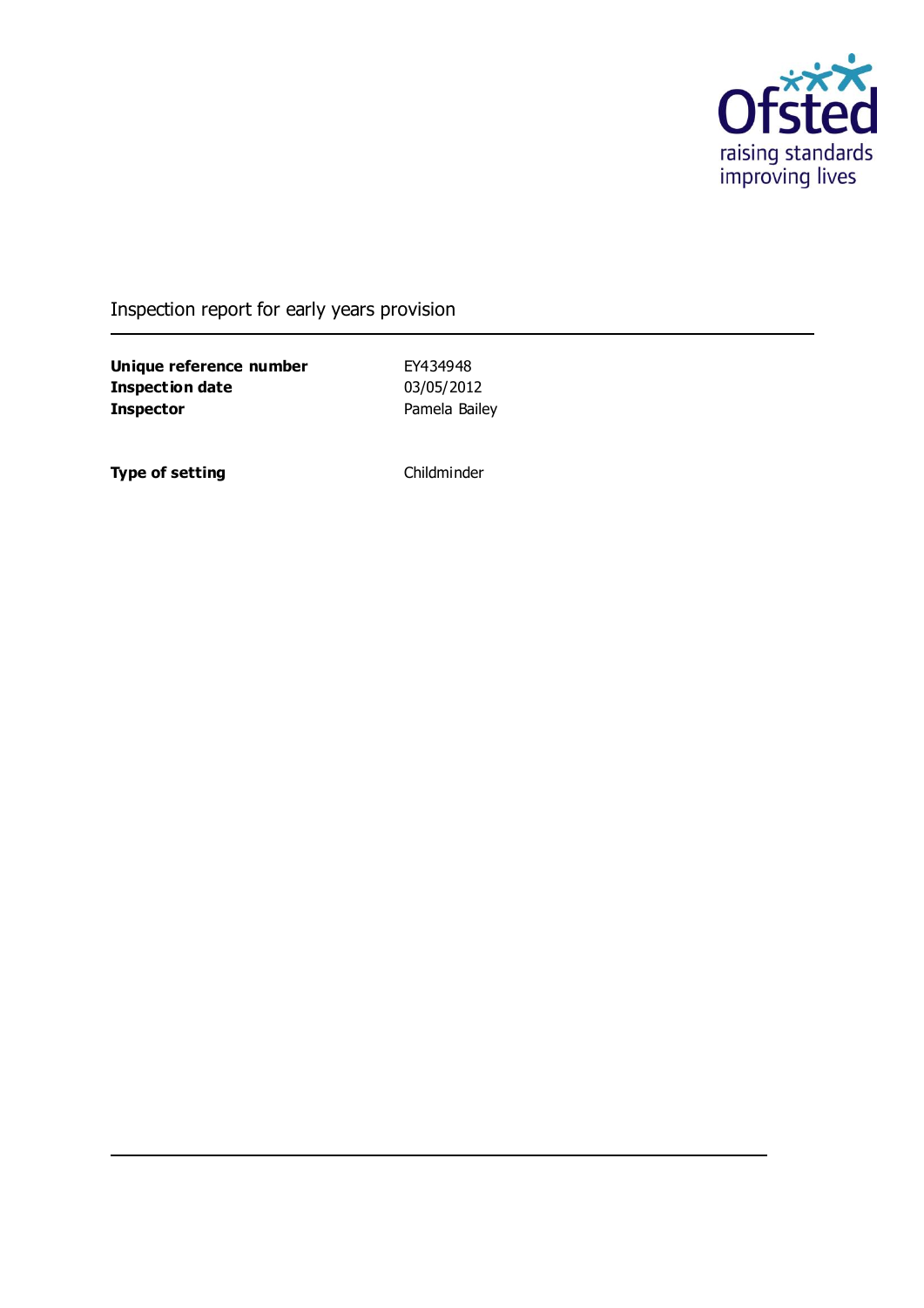Ofsted
raising standards
improving lives

# Inspection report for early years provision

| | |
|---|---|
| **Unique reference number** | EY434948 |
| **Inspection date** | 03/05/2012 |
| **Inspector** | Pamela Bailey |

| | |
|---|---|
| **Type of setting** | Childminder |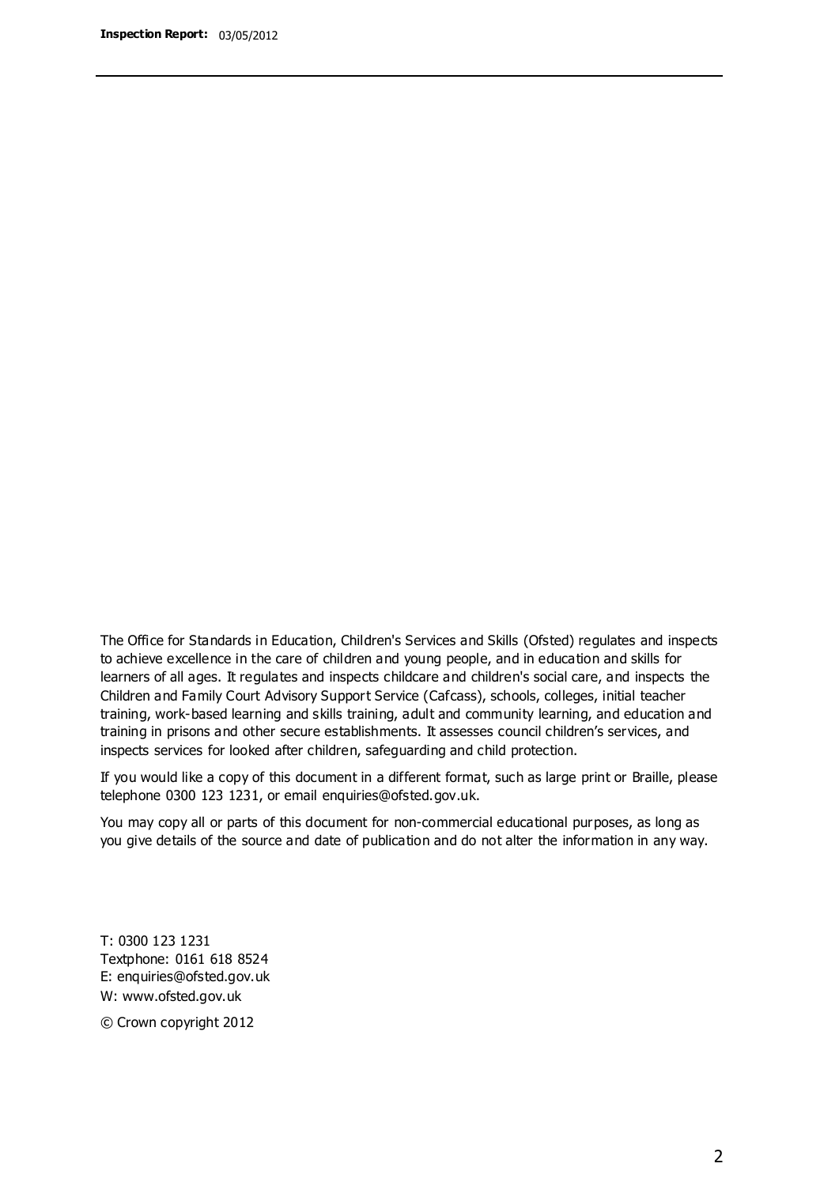The Office for Standards in Education, Children's Services and Skills (Ofsted) regulates and inspects to achieve excellence in the care of children and young people, and in education and skills for learners of all ages. It regulates and inspects childcare and children's social care, and inspects the Children and Family Court Advisory Support Service (Cafcass), schools, colleges, initial teacher training, work-based learning and skills training, adult and community learning, and education and training in prisons and other secure establishments. It assesses council children's services, and inspects services for looked after children, safeguarding and child protection.

If you would like a copy of this document in a different format, such as large print or Braille, please telephone 0300 123 1231, or email enquiries@ofsted.gov.uk.

You may copy all or parts of this document for non-commercial educational purposes, as long as you give details of the source and date of publication and do not alter the information in any way.

T: 0300 123 1231
Textphone: 0161 618 8524
E: enquiries@ofsted.gov.uk
W: www.ofsted.gov.uk

© Crown copyright 2012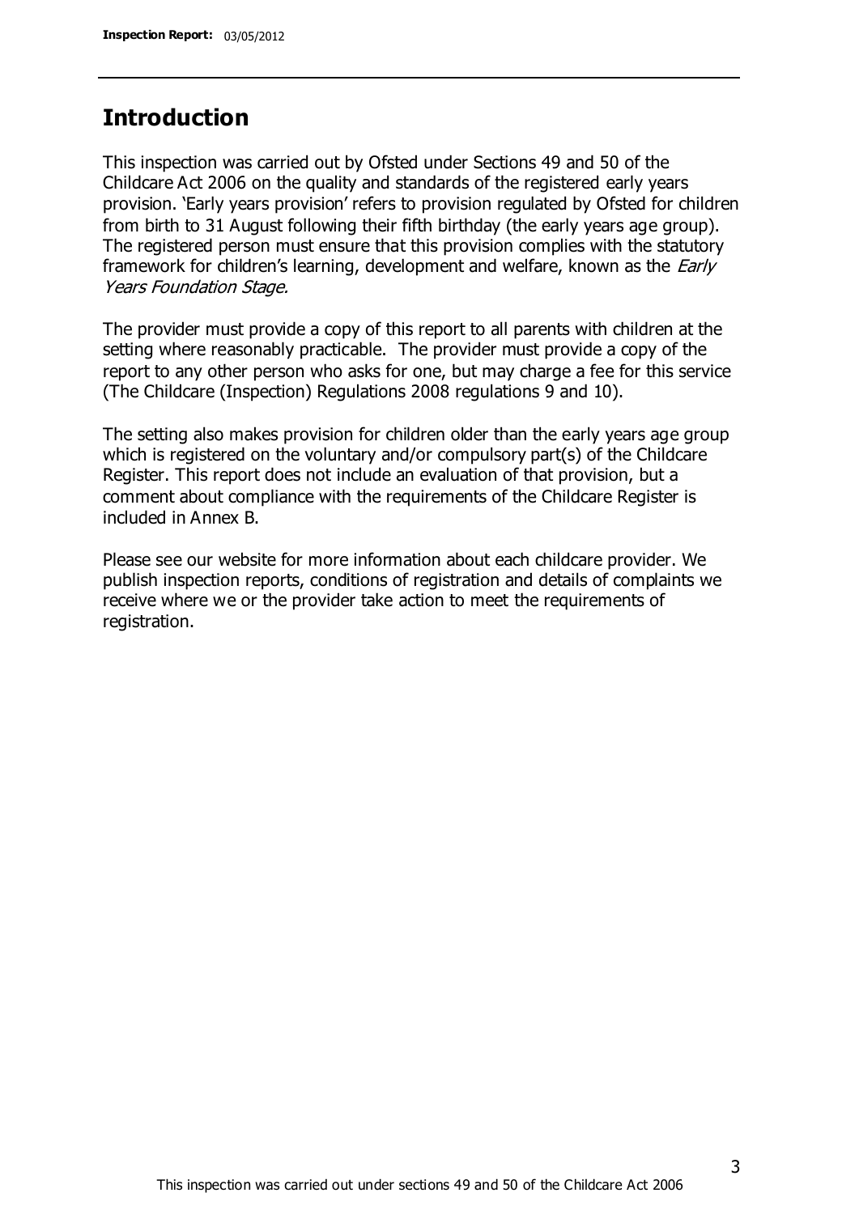## Introduction

This inspection was carried out by Ofsted under Sections 49 and 50 of the Childcare Act 2006 on the quality and standards of the registered early years provision. 'Early years provision' refers to provision regulated by Ofsted for children from birth to 31 August following their fifth birthday (the early years age group). The registered person must ensure that this provision complies with the statutory framework for children's learning, development and welfare, known as the *Early Years Foundation Stage*.

The provider must provide a copy of this report to all parents with children at the setting where reasonably practicable. The provider must provide a copy of the report to any other person who asks for one, but may charge a fee for this service (The Childcare (Inspection) Regulations 2008 regulations 9 and 10).

The setting also makes provision for children older than the early years age group which is registered on the voluntary and/or compulsory part(s) of the Childcare Register. This report does not include an evaluation of that provision, but a comment about compliance with the requirements of the Childcare Register is included in Annex B.

Please see our website for more information about each childcare provider. We publish inspection reports, conditions of registration and details of complaints we receive where we or the provider take action to meet the requirements of registration.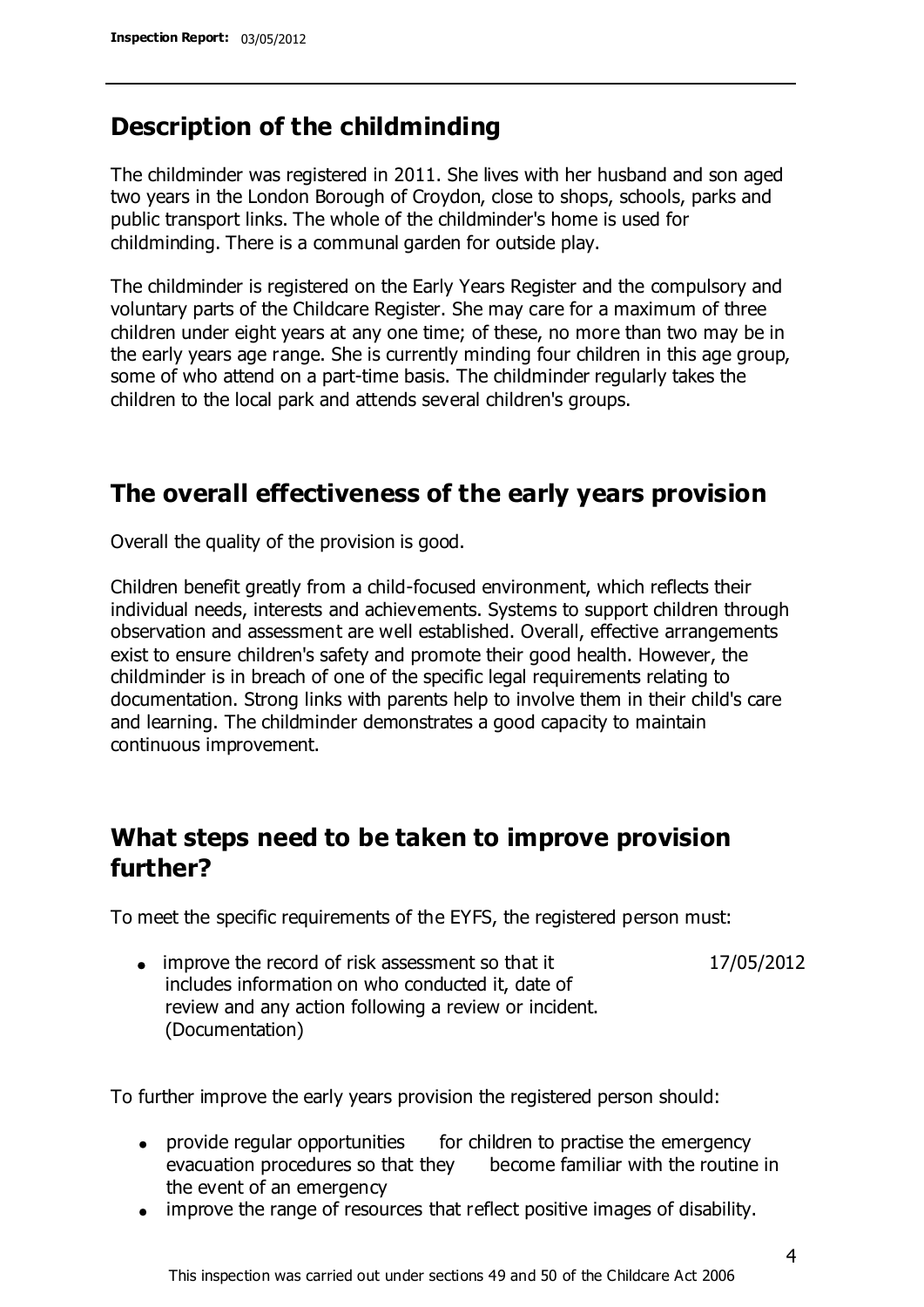## Description of the childminding

The childminder was registered in 2011. She lives with her husband and son aged two years in the London Borough of Croydon, close to shops, schools, parks and public transport links. The whole of the childminder's home is used for childminding. There is a communal garden for outside play.

The childminder is registered on the Early Years Register and the compulsory and voluntary parts of the Childcare Register. She may care for a maximum of three children under eight years at any one time; of these, no more than two may be in the early years age range. She is currently minding four children in this age group, some of who attend on a part-time basis. The childminder regularly takes the children to the local park and attends several children's groups.

## The overall effectiveness of the early years provision

Overall the quality of the provision is good.

Children benefit greatly from a child-focused environment, which reflects their individual needs, interests and achievements. Systems to support children through observation and assessment are well established. Overall, effective arrangements exist to ensure children's safety and promote their good health. However, the childminder is in breach of one of the specific legal requirements relating to documentation. Strong links with parents help to involve them in their child's care and learning. The childminder demonstrates a good capacity to maintain continuous improvement.

## What steps need to be taken to improve provision further?

To meet the specific requirements of the EYFS, the registered person must:

| | |
|---|---|
| • improve the record of risk assessment so that it includes information on who conducted it, date of review and any action following a review or incident. (Documentation) | 17/05/2012 |

To further improve the early years provision the registered person should:

- provide regular opportunities for children to practise the emergency evacuation procedures so that they become familiar with the routine in the event of an emergency
- improve the range of resources that reflect positive images of disability.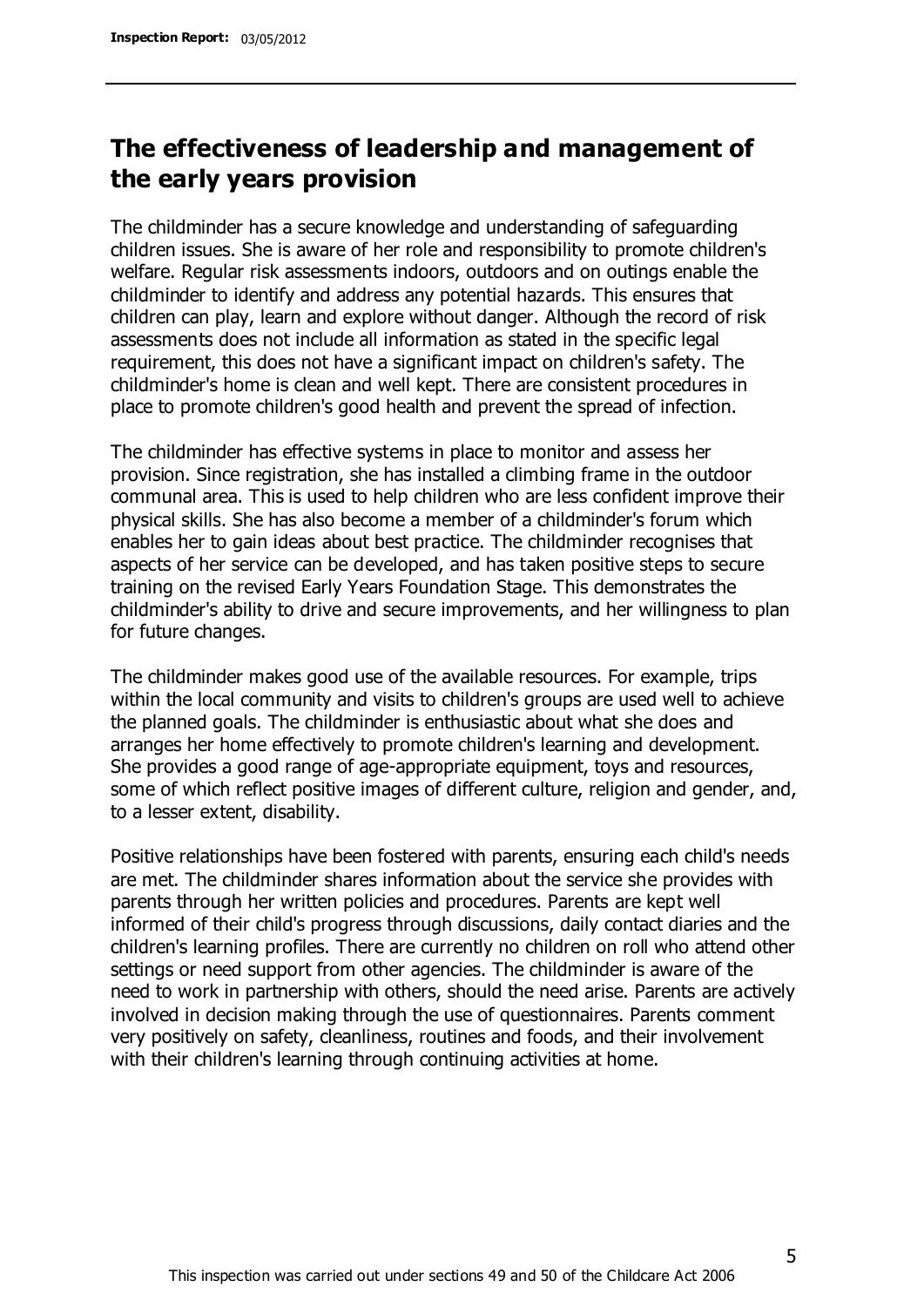## The effectiveness of leadership and management of the early years provision

The childminder has a secure knowledge and understanding of safeguarding children issues. She is aware of her role and responsibility to promote children's welfare. Regular risk assessments indoors, outdoors and on outings enable the childminder to identify and address any potential hazards. This ensures that children can play, learn and explore without danger. Although the record of risk assessments does not include all information as stated in the specific legal requirement, this does not have a significant impact on children's safety. The childminder's home is clean and well kept. There are consistent procedures in place to promote children's good health and prevent the spread of infection.

The childminder has effective systems in place to monitor and assess her provision. Since registration, she has installed a climbing frame in the outdoor communal area. This is used to help children who are less confident improve their physical skills. She has also become a member of a childminder's forum which enables her to gain ideas about best practice. The childminder recognises that aspects of her service can be developed, and has taken positive steps to secure training on the revised Early Years Foundation Stage. This demonstrates the childminder's ability to drive and secure improvements, and her willingness to plan for future changes.

The childminder makes good use of the available resources. For example, trips within the local community and visits to children's groups are used well to achieve the planned goals. The childminder is enthusiastic about what she does and arranges her home effectively to promote children's learning and development. She provides a good range of age-appropriate equipment, toys and resources, some of which reflect positive images of different culture, religion and gender, and, to a lesser extent, disability.

Positive relationships have been fostered with parents, ensuring each child's needs are met. The childminder shares information about the service she provides with parents through her written policies and procedures. Parents are kept well informed of their child's progress through discussions, daily contact diaries and the children's learning profiles. There are currently no children on roll who attend other settings or need support from other agencies. The childminder is aware of the need to work in partnership with others, should the need arise. Parents are actively involved in decision making through the use of questionnaires. Parents comment very positively on safety, cleanliness, routines and foods, and their involvement with their children's learning through continuing activities at home.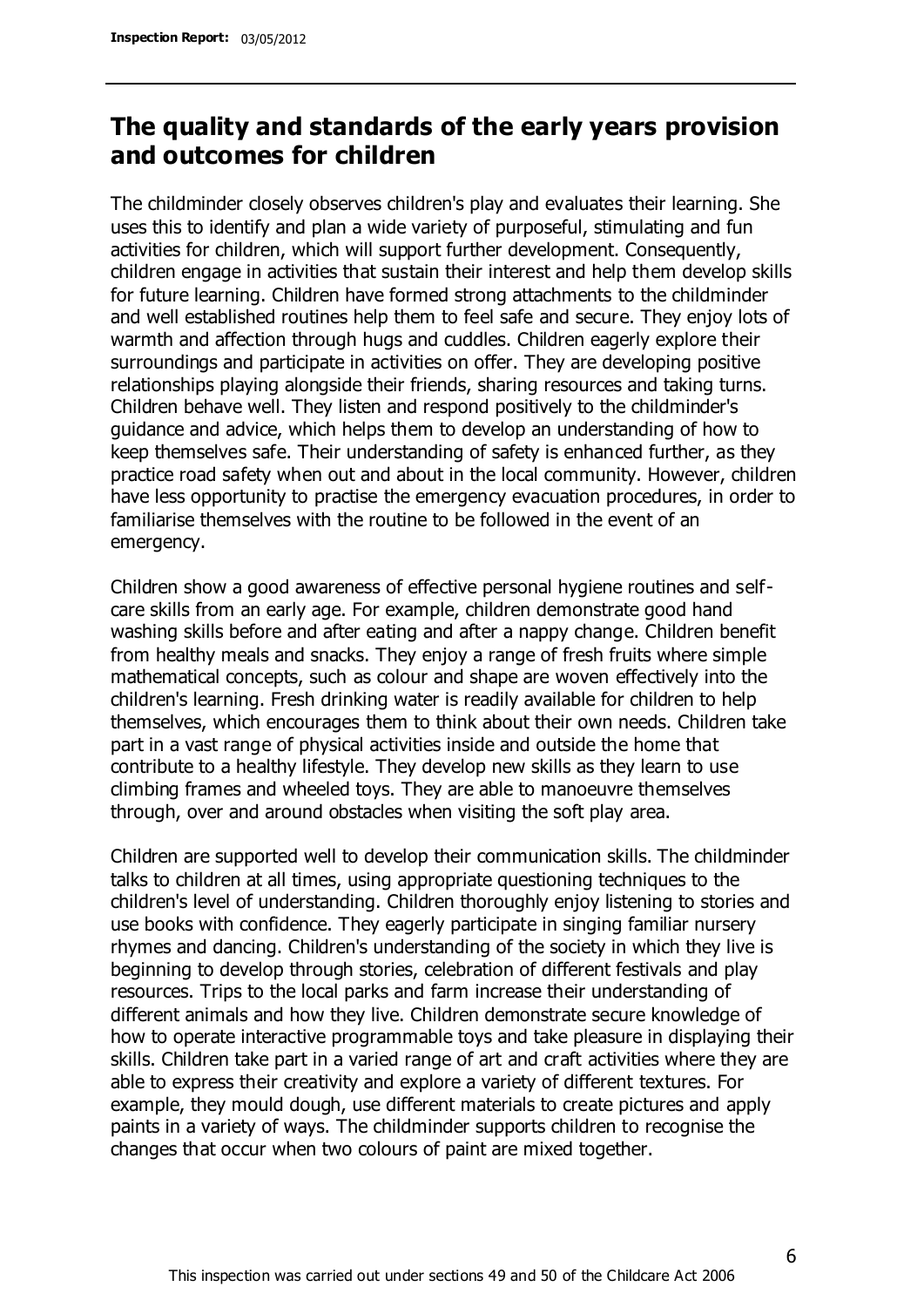## The quality and standards of the early years provision and outcomes for children

The childminder closely observes children's play and evaluates their learning. She uses this to identify and plan a wide variety of purposeful, stimulating and fun activities for children, which will support further development. Consequently, children engage in activities that sustain their interest and help them develop skills for future learning. Children have formed strong attachments to the childminder and well established routines help them to feel safe and secure. They enjoy lots of warmth and affection through hugs and cuddles. Children eagerly explore their surroundings and participate in activities on offer. They are developing positive relationships playing alongside their friends, sharing resources and taking turns. Children behave well. They listen and respond positively to the childminder's guidance and advice, which helps them to develop an understanding of how to keep themselves safe. Their understanding of safety is enhanced further, as they practice road safety when out and about in the local community. However, children have less opportunity to practise the emergency evacuation procedures, in order to familiarise themselves with the routine to be followed in the event of an emergency.

Children show a good awareness of effective personal hygiene routines and self-care skills from an early age. For example, children demonstrate good hand washing skills before and after eating and after a nappy change. Children benefit from healthy meals and snacks. They enjoy a range of fresh fruits where simple mathematical concepts, such as colour and shape are woven effectively into the children's learning. Fresh drinking water is readily available for children to help themselves, which encourages them to think about their own needs. Children take part in a vast range of physical activities inside and outside the home that contribute to a healthy lifestyle. They develop new skills as they learn to use climbing frames and wheeled toys. They are able to manoeuvre themselves through, over and around obstacles when visiting the soft play area.

Children are supported well to develop their communication skills. The childminder talks to children at all times, using appropriate questioning techniques to the children's level of understanding. Children thoroughly enjoy listening to stories and use books with confidence. They eagerly participate in singing familiar nursery rhymes and dancing. Children's understanding of the society in which they live is beginning to develop through stories, celebration of different festivals and play resources. Trips to the local parks and farm increase their understanding of different animals and how they live. Children demonstrate secure knowledge of how to operate interactive programmable toys and take pleasure in displaying their skills. Children take part in a varied range of art and craft activities where they are able to express their creativity and explore a variety of different textures. For example, they mould dough, use different materials to create pictures and apply paints in a variety of ways. The childminder supports children to recognise the changes that occur when two colours of paint are mixed together.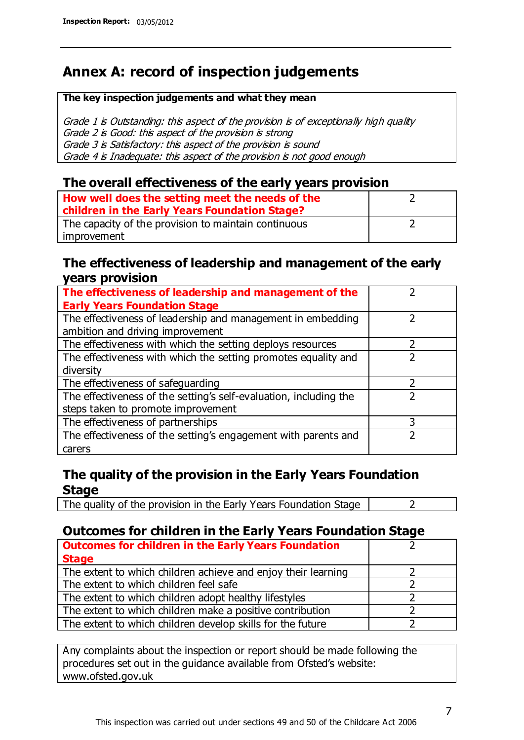# Annex A: record of inspection judgements

**The key inspection judgements and what they mean**

*Grade 1 is Outstanding: this aspect of the provision is of exceptionally high quality*
*Grade 2 is Good: this aspect of the provision is strong*
*Grade 3 is Satisfactory: this aspect of the provision is sound*
*Grade 4 is Inadequate: this aspect of the provision is not good enough*

## The overall effectiveness of the early years provision

| | |
|---|---|
| **How well does the setting meet the needs of the children in the Early Years Foundation Stage?** | 2 |
| The capacity of the provision to maintain continuous improvement | 2 |

## The effectiveness of leadership and management of the early years provision

| | |
|---|---|
| **The effectiveness of leadership and management of the Early Years Foundation Stage** | 2 |
| The effectiveness of leadership and management in embedding ambition and driving improvement | 2 |
| The effectiveness with which the setting deploys resources | 2 |
| The effectiveness with which the setting promotes equality and diversity | 2 |
| The effectiveness of safeguarding | 2 |
| The effectiveness of the setting's self-evaluation, including the steps taken to promote improvement | 2 |
| The effectiveness of partnerships | 3 |
| The effectiveness of the setting's engagement with parents and carers | 2 |

## The quality of the provision in the Early Years Foundation Stage

| | |
|---|---|
| The quality of the provision in the Early Years Foundation Stage | 2 |

## Outcomes for children in the Early Years Foundation Stage

| | |
|---|---|
| **Outcomes for children in the Early Years Foundation Stage** | 2 |
| The extent to which children achieve and enjoy their learning | 2 |
| The extent to which children feel safe | 2 |
| The extent to which children adopt healthy lifestyles | 2 |
| The extent to which children make a positive contribution | 2 |
| The extent to which children develop skills for the future | 2 |

Any complaints about the inspection or report should be made following the procedures set out in the guidance available from Ofsted's website: www.ofsted.gov.uk

This inspection was carried out under sections 49 and 50 of the Childcare Act 2006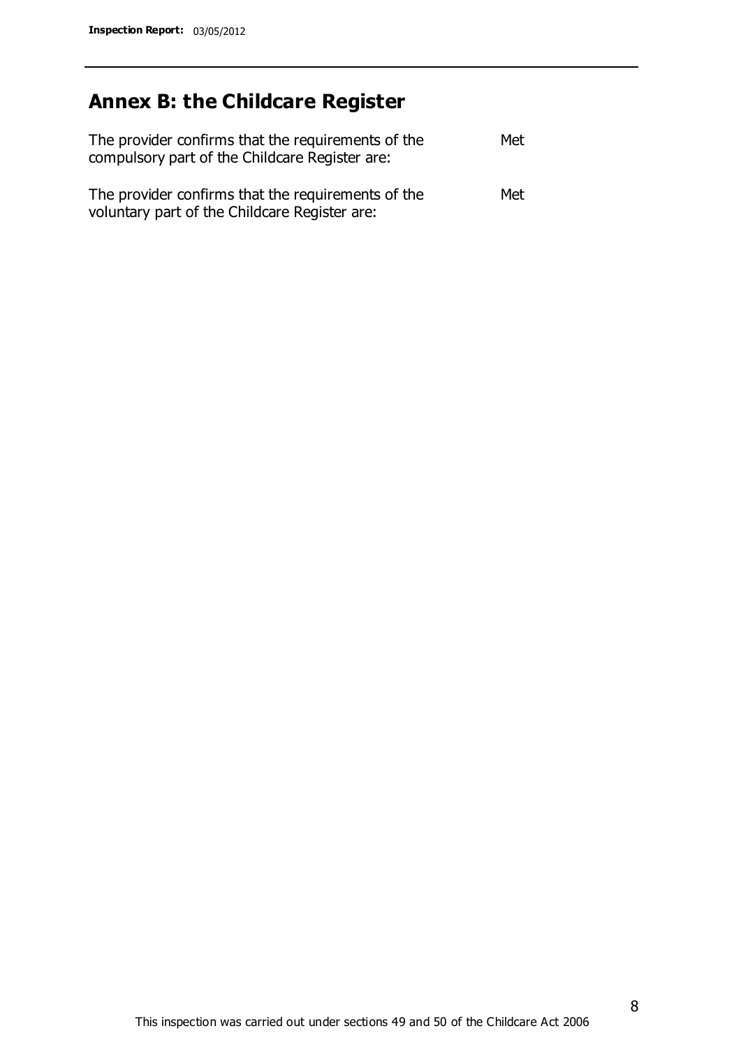## Annex B: the Childcare Register

| | |
|---|---|
| The provider confirms that the requirements of the compulsory part of the Childcare Register are: | Met |
| The provider confirms that the requirements of the voluntary part of the Childcare Register are: | Met |

This inspection was carried out under sections 49 and 50 of the Childcare Act 2006